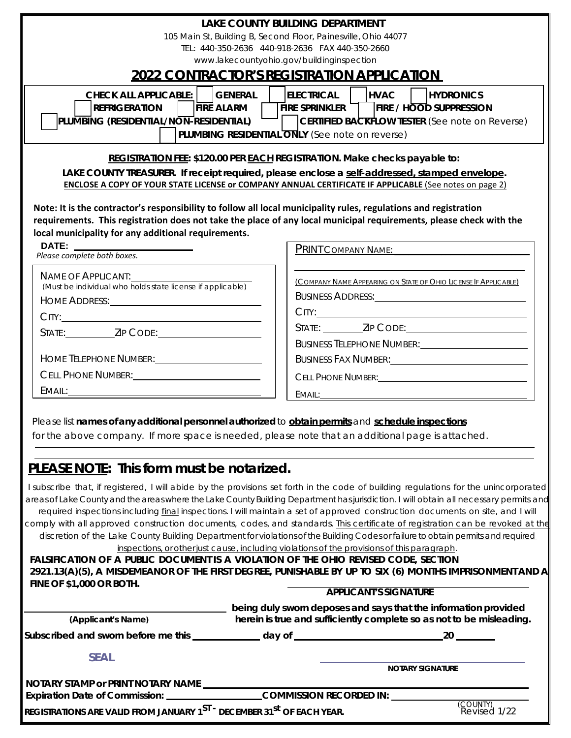# LAKE COUNTY BUILDING DEPARTMENT

105 Main St, Building B, Second Floor, Painesville, Ohio 44077

TEL: 440-350-2636 440-918-2636 FAX 440-350-2660

www.lakecountyohio.gov/buildinginspection

## 2022 CONTRACTOR'S REGISTRATION APPLICATION

**CHECK ALL APPLICABLE:** ☐ **GENERAL** ☐ **ELECTRICAL** ☐ **HVAC** ☐ **HYDRONICS**
☐ **REFRIGERATION** ☐ **FIRE ALARM** ☐ **FIRE SPRINKLER** ☐ **FIRE / HOOD SUPPRESSION**
☐ **PLUMBING (RESIDENTIAL/NON-RESIDENTIAL)** ☐ **CERTIFIED BACKFLOW TESTER** (See note on Reverse)
☐ **PLUMBING RESIDENTIAL ONLY** (See note on reverse)

**REGISTRATION FEE: $120.00 PER EACH REGISTRATION. Make checks payable to:**

**LAKE COUNTY TREASURER. If receipt required, please enclose a self-addressed, stamped envelope.**

**ENCLOSE A COPY OF YOUR STATE LICENSE or COMPANY ANNUAL CERTIFICATE IF APPLICABLE** (See notes on page 2)

**Note: It is the contractor's responsibility to follow all local municipality rules, regulations and registration requirements. This registration does not take the place of any local municipal requirements, please check with the local municipality for any additional requirements.**

**DATE:** ______________________

*Please complete both boxes.*

NAME OF APPLICANT: ______________________
(Must be individual who holds state license if applicable)

HOME ADDRESS: ______________________

CITY: ______________________

STATE: __________ ZIP CODE: ______________________

HOME TELEPHONE NUMBER: ______________________

CELL PHONE NUMBER: ______________________

EMAIL: ______________________

PRINT COMPANY NAME: ______________________

______________________

(COMPANY NAME APPEARING ON STATE OF OHIO LICENSE IF APPLICABLE)

BUSINESS ADDRESS: ______________________

CITY: ______________________

STATE: __________ ZIP CODE: ______________________

BUSINESS TELEPHONE NUMBER: ______________________

BUSINESS FAX NUMBER: ______________________

CELL PHONE NUMBER: ______________________

EMAIL: ______________________

Please list **names of any additional personnel authorized** to **obtain permits** and **schedule inspections** for the above company. If more space is needed, please note that an additional page is attached.

______________________________________________

______________________________________________

## PLEASE NOTE: This form must be notarized.

I subscribe that, if registered, I will abide by the provisions set forth in the code of building regulations for the unincorporated areas of Lake County and the areas where the Lake County Building Department has jurisdiction. I will obtain all necessary permits and required inspections including final inspections. I will maintain a set of approved construction documents on site, and I will comply with all approved construction documents, codes, and standards. This certificate of registration can be revoked at the discretion of the Lake County Building Department for violations of the Building Codes or failure to obtain permits and required inspections, or other just cause, including violations of the provisions of this paragraph.

**FALSIFICATION OF A PUBLIC DOCUMENT IS A VIOLATION OF THE OHIO REVISED CODE, SECTION 2921.13(A)(5), A MISDEMEANOR OF THE FIRST DEGREE, PUNISHABLE BY UP TO SIX (6) MONTHS IMPRISONMENT AND A FINE OF $1,000 OR BOTH.**

______________________
**APPLICANT'S SIGNATURE**

______________________ **being duly sworn deposes and says that the information provided herein is true and sufficiently complete so as not to be misleading.**
**(Applicant's Name)**

**Subscribed and sworn before me this** __________ **day of** ______________________ **20** ______

**SEAL**

______________________
**NOTARY SIGNATURE**

**NOTARY STAMP or PRINT NOTARY NAME** ______________________

**Expiration Date of Commission:** ______________ **COMMISSION RECORDED IN:** ______________
(COUNTY)

**REGISTRATIONS ARE VALID FROM JANUARY 1ST - DECEMBER 31st OF EACH YEAR.**

Revised 1/22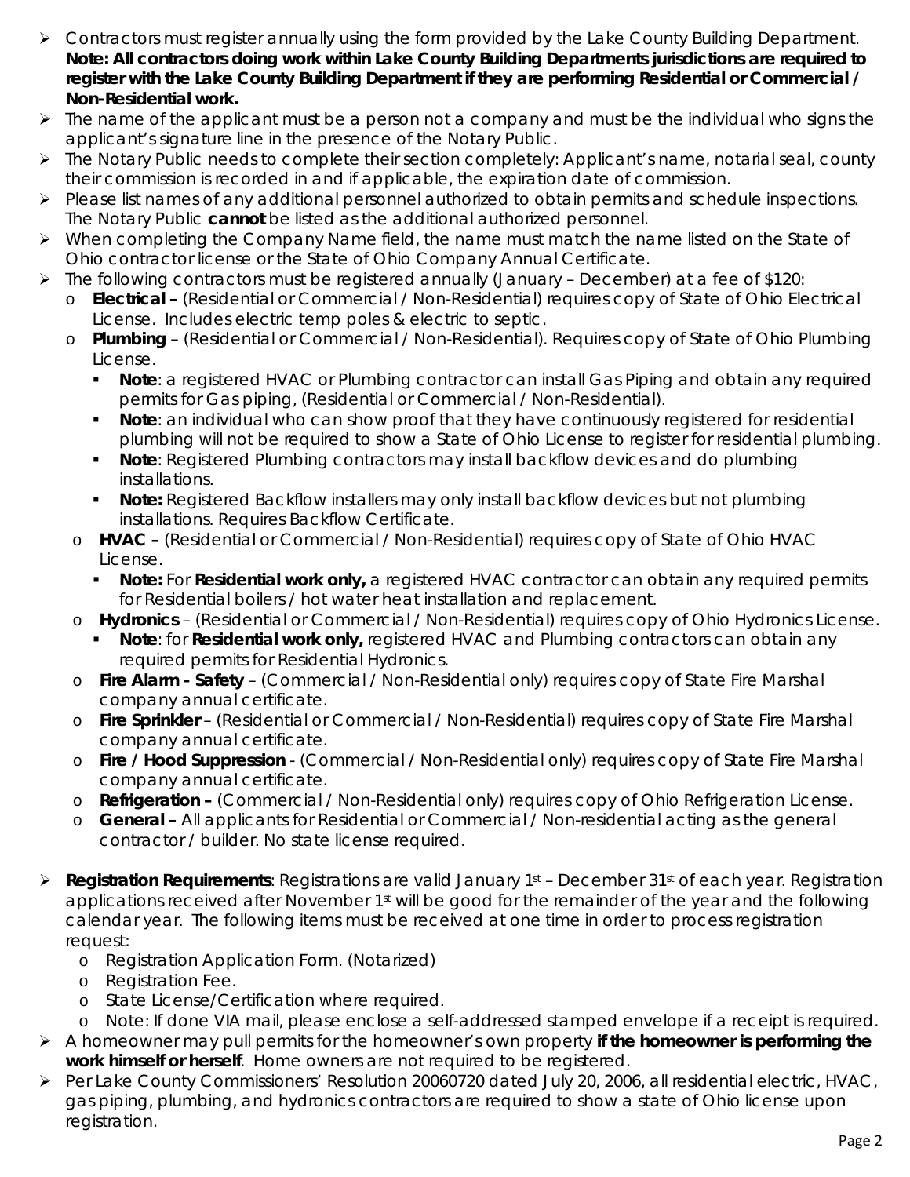- Contractors must register annually using the form provided by the Lake County Building Department. **Note: All contractors doing work within Lake County Building Departments jurisdictions are required to register with the Lake County Building Department if they are performing Residential or Commercial / Non-Residential work.**
- The name of the applicant must be a person not a company and must be the individual who signs the applicant's signature line in the presence of the Notary Public.
- The Notary Public needs to complete their section completely: Applicant's name, notarial seal, county their commission is recorded in and if applicable, the expiration date of commission.
- Please list names of any additional personnel authorized to obtain permits and schedule inspections. The Notary Public **cannot** be listed as the additional authorized personnel.
- When completing the Company Name field, the name must match the name listed on the State of Ohio contractor license or the State of Ohio Company Annual Certificate.
- The following contractors must be registered annually (January – December) at a fee of $120:
  - **Electrical –** (Residential or Commercial / Non-Residential) requires copy of State of Ohio Electrical License. Includes electric temp poles & electric to septic.
  - **Plumbing** – (Residential or Commercial / Non-Residential). Requires copy of State of Ohio Plumbing License.
    - **Note**: a registered HVAC or Plumbing contractor can install Gas Piping and obtain any required permits for Gas piping, (Residential or Commercial / Non-Residential).
    - **Note**: an individual who can show proof that they have continuously registered for residential plumbing will not be required to show a State of Ohio License to register for residential plumbing.
    - **Note**: Registered Plumbing contractors may install backflow devices and do plumbing installations.
    - **Note:** Registered Backflow installers may only install backflow devices but not plumbing installations. Requires Backflow Certificate.
  - **HVAC –** (Residential or Commercial / Non-Residential) requires copy of State of Ohio HVAC License.
    - **Note:** For **Residential work only,** a registered HVAC contractor can obtain any required permits for Residential boilers / hot water heat installation and replacement.
  - **Hydronics** – (Residential or Commercial / Non-Residential) requires copy of Ohio Hydronics License.
    - **Note**: for **Residential work only,** registered HVAC and Plumbing contractors can obtain any required permits for Residential Hydronics.
  - **Fire Alarm - Safety** – (Commercial / Non-Residential only) requires copy of State Fire Marshal company annual certificate.
  - **Fire Sprinkler** – (Residential or Commercial / Non-Residential) requires copy of State Fire Marshal company annual certificate.
  - **Fire / Hood Suppression** - (Commercial / Non-Residential only) requires copy of State Fire Marshal company annual certificate.
  - **Refrigeration –** (Commercial / Non-Residential only) requires copy of Ohio Refrigeration License.
  - **General –** All applicants for Residential or Commercial / Non-residential acting as the general contractor / builder. No state license required.

- **Registration Requirements**: Registrations are valid January 1st – December 31st of each year. Registration applications received after November 1st will be good for the remainder of the year and the following calendar year. The following items must be received at one time in order to process registration request:
  - Registration Application Form. (Notarized)
  - Registration Fee.
  - State License/Certification where required.
  - Note: If done VIA mail, please enclose a self-addressed stamped envelope if a receipt is required.
- A homeowner may pull permits for the homeowner's own property **if the homeowner is performing the work himself or herself**. Home owners are not required to be registered.
- Per Lake County Commissioners' Resolution 20060720 dated July 20, 2006, all residential electric, HVAC, gas piping, plumbing, and hydronics contractors are required to show a state of Ohio license upon registration.